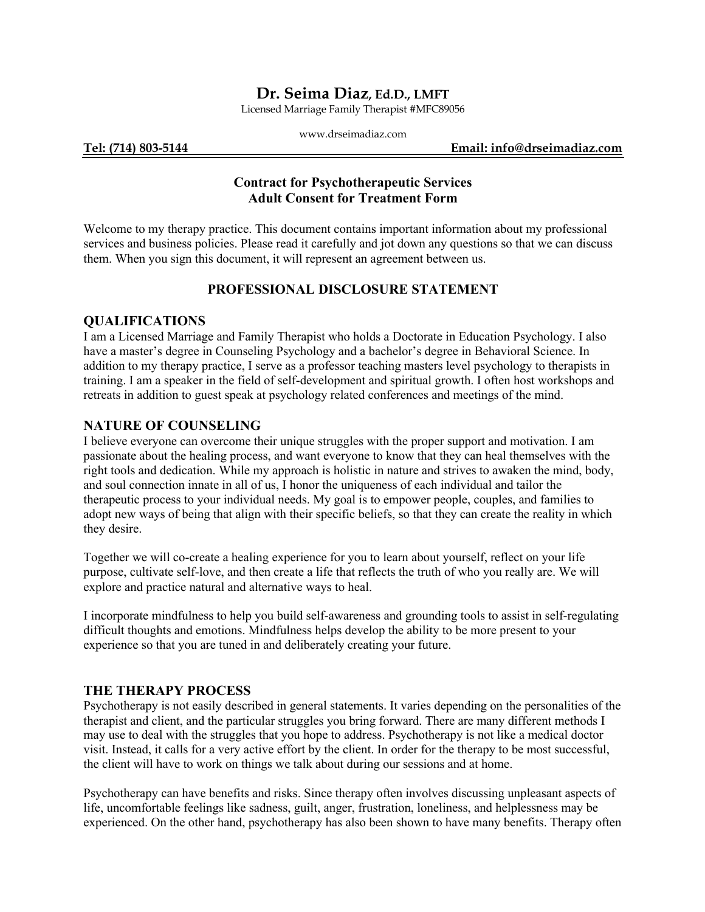# Dr. Seima Diaz, Ed.D., LMFT

Licensed Marriage Family Therapist #MFC89056

www.drseimadiaz.com

**Tel: (714) 803-5144** **Email: info@drseimadiaz.com**

## Contract for Psychotherapeutic Services
## Adult Consent for Treatment Form

Welcome to my therapy practice. This document contains important information about my professional services and business policies. Please read it carefully and jot down any questions so that we can discuss them. When you sign this document, it will represent an agreement between us.

## PROFESSIONAL DISCLOSURE STATEMENT

### QUALIFICATIONS

I am a Licensed Marriage and Family Therapist who holds a Doctorate in Education Psychology. I also have a master's degree in Counseling Psychology and a bachelor's degree in Behavioral Science. In addition to my therapy practice, I serve as a professor teaching masters level psychology to therapists in training. I am a speaker in the field of self-development and spiritual growth. I often host workshops and retreats in addition to guest speak at psychology related conferences and meetings of the mind.

### NATURE OF COUNSELING

I believe everyone can overcome their unique struggles with the proper support and motivation. I am passionate about the healing process, and want everyone to know that they can heal themselves with the right tools and dedication. While my approach is holistic in nature and strives to awaken the mind, body, and soul connection innate in all of us, I honor the uniqueness of each individual and tailor the therapeutic process to your individual needs. My goal is to empower people, couples, and families to adopt new ways of being that align with their specific beliefs, so that they can create the reality in which they desire.

Together we will co-create a healing experience for you to learn about yourself, reflect on your life purpose, cultivate self-love, and then create a life that reflects the truth of who you really are. We will explore and practice natural and alternative ways to heal.

I incorporate mindfulness to help you build self-awareness and grounding tools to assist in self-regulating difficult thoughts and emotions. Mindfulness helps develop the ability to be more present to your experience so that you are tuned in and deliberately creating your future.

### THE THERAPY PROCESS

Psychotherapy is not easily described in general statements. It varies depending on the personalities of the therapist and client, and the particular struggles you bring forward. There are many different methods I may use to deal with the struggles that you hope to address. Psychotherapy is not like a medical doctor visit. Instead, it calls for a very active effort by the client. In order for the therapy to be most successful, the client will have to work on things we talk about during our sessions and at home.

Psychotherapy can have benefits and risks. Since therapy often involves discussing unpleasant aspects of life, uncomfortable feelings like sadness, guilt, anger, frustration, loneliness, and helplessness may be experienced. On the other hand, psychotherapy has also been shown to have many benefits. Therapy often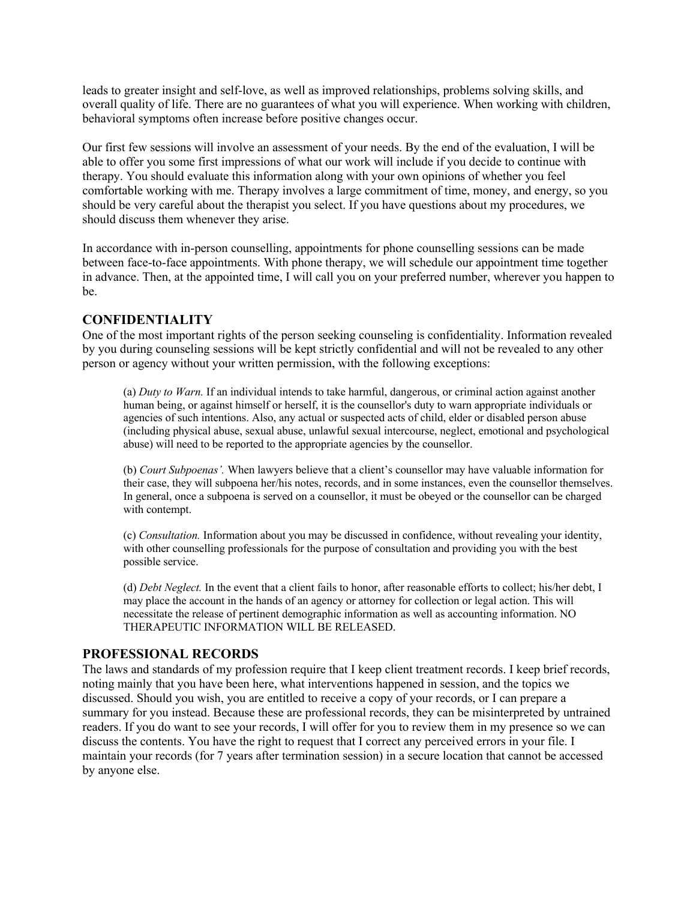leads to greater insight and self-love, as well as improved relationships, problems solving skills, and overall quality of life. There are no guarantees of what you will experience. When working with children, behavioral symptoms often increase before positive changes occur.

Our first few sessions will involve an assessment of your needs. By the end of the evaluation, I will be able to offer you some first impressions of what our work will include if you decide to continue with therapy. You should evaluate this information along with your own opinions of whether you feel comfortable working with me. Therapy involves a large commitment of time, money, and energy, so you should be very careful about the therapist you select. If you have questions about my procedures, we should discuss them whenever they arise.

In accordance with in-person counselling, appointments for phone counselling sessions can be made between face-to-face appointments. With phone therapy, we will schedule our appointment time together in advance. Then, at the appointed time, I will call you on your preferred number, wherever you happen to be.

## CONFIDENTIALITY

One of the most important rights of the person seeking counseling is confidentiality. Information revealed by you during counseling sessions will be kept strictly confidential and will not be revealed to any other person or agency without your written permission, with the following exceptions:

> (a) *Duty to Warn.* If an individual intends to take harmful, dangerous, or criminal action against another human being, or against himself or herself, it is the counsellor's duty to warn appropriate individuals or agencies of such intentions. Also, any actual or suspected acts of child, elder or disabled person abuse (including physical abuse, sexual abuse, unlawful sexual intercourse, neglect, emotional and psychological abuse) will need to be reported to the appropriate agencies by the counsellor.
>
> (b) *Court Subpoenas'.* When lawyers believe that a client's counsellor may have valuable information for their case, they will subpoena her/his notes, records, and in some instances, even the counsellor themselves. In general, once a subpoena is served on a counsellor, it must be obeyed or the counsellor can be charged with contempt.
>
> (c) *Consultation.* Information about you may be discussed in confidence, without revealing your identity, with other counselling professionals for the purpose of consultation and providing you with the best possible service.
>
> (d) *Debt Neglect.* In the event that a client fails to honor, after reasonable efforts to collect; his/her debt, I may place the account in the hands of an agency or attorney for collection or legal action. This will necessitate the release of pertinent demographic information as well as accounting information. NO THERAPEUTIC INFORMATION WILL BE RELEASED.

## PROFESSIONAL RECORDS

The laws and standards of my profession require that I keep client treatment records. I keep brief records, noting mainly that you have been here, what interventions happened in session, and the topics we discussed. Should you wish, you are entitled to receive a copy of your records, or I can prepare a summary for you instead. Because these are professional records, they can be misinterpreted by untrained readers. If you do want to see your records, I will offer for you to review them in my presence so we can discuss the contents. You have the right to request that I correct any perceived errors in your file. I maintain your records (for 7 years after termination session) in a secure location that cannot be accessed by anyone else.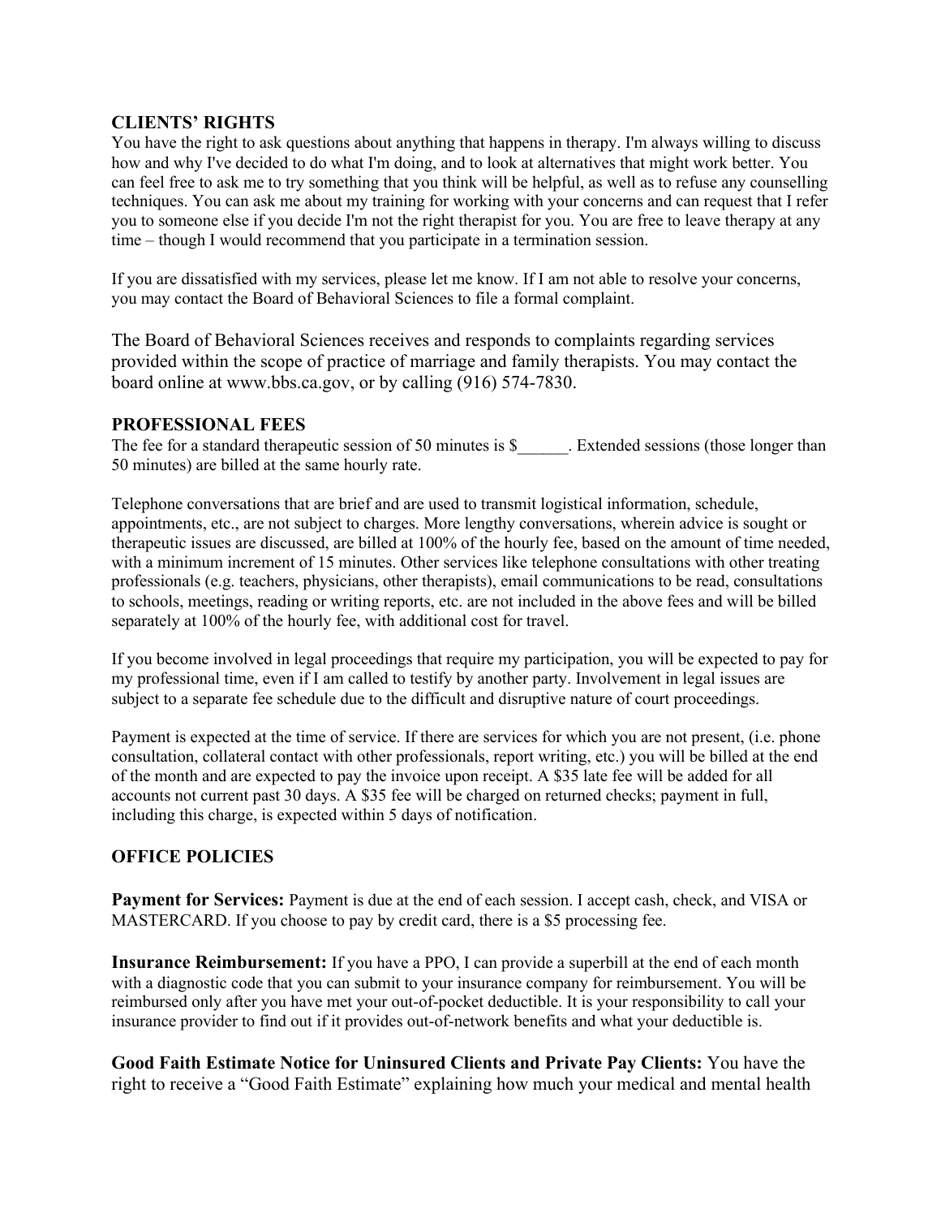## CLIENTS' RIGHTS

You have the right to ask questions about anything that happens in therapy. I'm always willing to discuss how and why I've decided to do what I'm doing, and to look at alternatives that might work better. You can feel free to ask me to try something that you think will be helpful, as well as to refuse any counselling techniques. You can ask me about my training for working with your concerns and can request that I refer you to someone else if you decide I'm not the right therapist for you. You are free to leave therapy at any time – though I would recommend that you participate in a termination session.

If you are dissatisfied with my services, please let me know. If I am not able to resolve your concerns, you may contact the Board of Behavioral Sciences to file a formal complaint.

The Board of Behavioral Sciences receives and responds to complaints regarding services provided within the scope of practice of marriage and family therapists. You may contact the board online at www.bbs.ca.gov, or by calling (916) 574-7830.

## PROFESSIONAL FEES

The fee for a standard therapeutic session of 50 minutes is $______. Extended sessions (those longer than 50 minutes) are billed at the same hourly rate.

Telephone conversations that are brief and are used to transmit logistical information, schedule, appointments, etc., are not subject to charges. More lengthy conversations, wherein advice is sought or therapeutic issues are discussed, are billed at 100% of the hourly fee, based on the amount of time needed, with a minimum increment of 15 minutes. Other services like telephone consultations with other treating professionals (e.g. teachers, physicians, other therapists), email communications to be read, consultations to schools, meetings, reading or writing reports, etc. are not included in the above fees and will be billed separately at 100% of the hourly fee, with additional cost for travel.

If you become involved in legal proceedings that require my participation, you will be expected to pay for my professional time, even if I am called to testify by another party. Involvement in legal issues are subject to a separate fee schedule due to the difficult and disruptive nature of court proceedings.

Payment is expected at the time of service. If there are services for which you are not present, (i.e. phone consultation, collateral contact with other professionals, report writing, etc.) you will be billed at the end of the month and are expected to pay the invoice upon receipt. A $35 late fee will be added for all accounts not current past 30 days. A $35 fee will be charged on returned checks; payment in full, including this charge, is expected within 5 days of notification.

## OFFICE POLICIES

**Payment for Services:** Payment is due at the end of each session. I accept cash, check, and VISA or MASTERCARD. If you choose to pay by credit card, there is a $5 processing fee.

**Insurance Reimbursement:** If you have a PPO, I can provide a superbill at the end of each month with a diagnostic code that you can submit to your insurance company for reimbursement. You will be reimbursed only after you have met your out-of-pocket deductible. It is your responsibility to call your insurance provider to find out if it provides out-of-network benefits and what your deductible is.

**Good Faith Estimate Notice for Uninsured Clients and Private Pay Clients:** You have the right to receive a "Good Faith Estimate" explaining how much your medical and mental health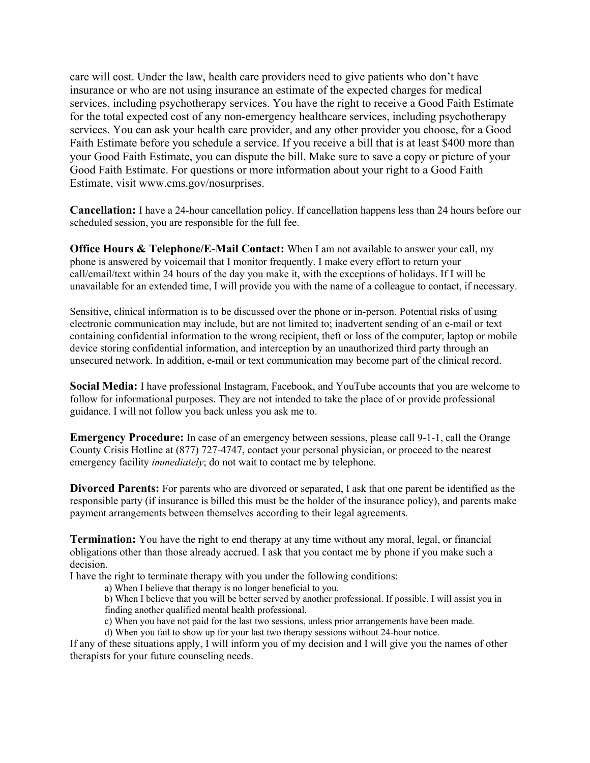care will cost. Under the law, health care providers need to give patients who don't have insurance or who are not using insurance an estimate of the expected charges for medical services, including psychotherapy services. You have the right to receive a Good Faith Estimate for the total expected cost of any non-emergency healthcare services, including psychotherapy services. You can ask your health care provider, and any other provider you choose, for a Good Faith Estimate before you schedule a service. If you receive a bill that is at least $400 more than your Good Faith Estimate, you can dispute the bill. Make sure to save a copy or picture of your Good Faith Estimate. For questions or more information about your right to a Good Faith Estimate, visit www.cms.gov/nosurprises.

**Cancellation:** I have a 24-hour cancellation policy. If cancellation happens less than 24 hours before our scheduled session, you are responsible for the full fee.

**Office Hours & Telephone/E-Mail Contact:** When I am not available to answer your call, my phone is answered by voicemail that I monitor frequently. I make every effort to return your call/email/text within 24 hours of the day you make it, with the exceptions of holidays. If I will be unavailable for an extended time, I will provide you with the name of a colleague to contact, if necessary.

Sensitive, clinical information is to be discussed over the phone or in-person. Potential risks of using electronic communication may include, but are not limited to; inadvertent sending of an e-mail or text containing confidential information to the wrong recipient, theft or loss of the computer, laptop or mobile device storing confidential information, and interception by an unauthorized third party through an unsecured network. In addition, e-mail or text communication may become part of the clinical record.

**Social Media:** I have professional Instagram, Facebook, and YouTube accounts that you are welcome to follow for informational purposes. They are not intended to take the place of or provide professional guidance. I will not follow you back unless you ask me to.

**Emergency Procedure:** In case of an emergency between sessions, please call 9-1-1, call the Orange County Crisis Hotline at (877) 727-4747, contact your personal physician, or proceed to the nearest emergency facility *immediately*; do not wait to contact me by telephone.

**Divorced Parents:** For parents who are divorced or separated, I ask that one parent be identified as the responsible party (if insurance is billed this must be the holder of the insurance policy), and parents make payment arrangements between themselves according to their legal agreements.

**Termination:** You have the right to end therapy at any time without any moral, legal, or financial obligations other than those already accrued. I ask that you contact me by phone if you make such a decision.

I have the right to terminate therapy with you under the following conditions:

a) When I believe that therapy is no longer beneficial to you.

b) When I believe that you will be better served by another professional. If possible, I will assist you in finding another qualified mental health professional.

c) When you have not paid for the last two sessions, unless prior arrangements have been made.

d) When you fail to show up for your last two therapy sessions without 24-hour notice.

If any of these situations apply, I will inform you of my decision and I will give you the names of other therapists for your future counseling needs.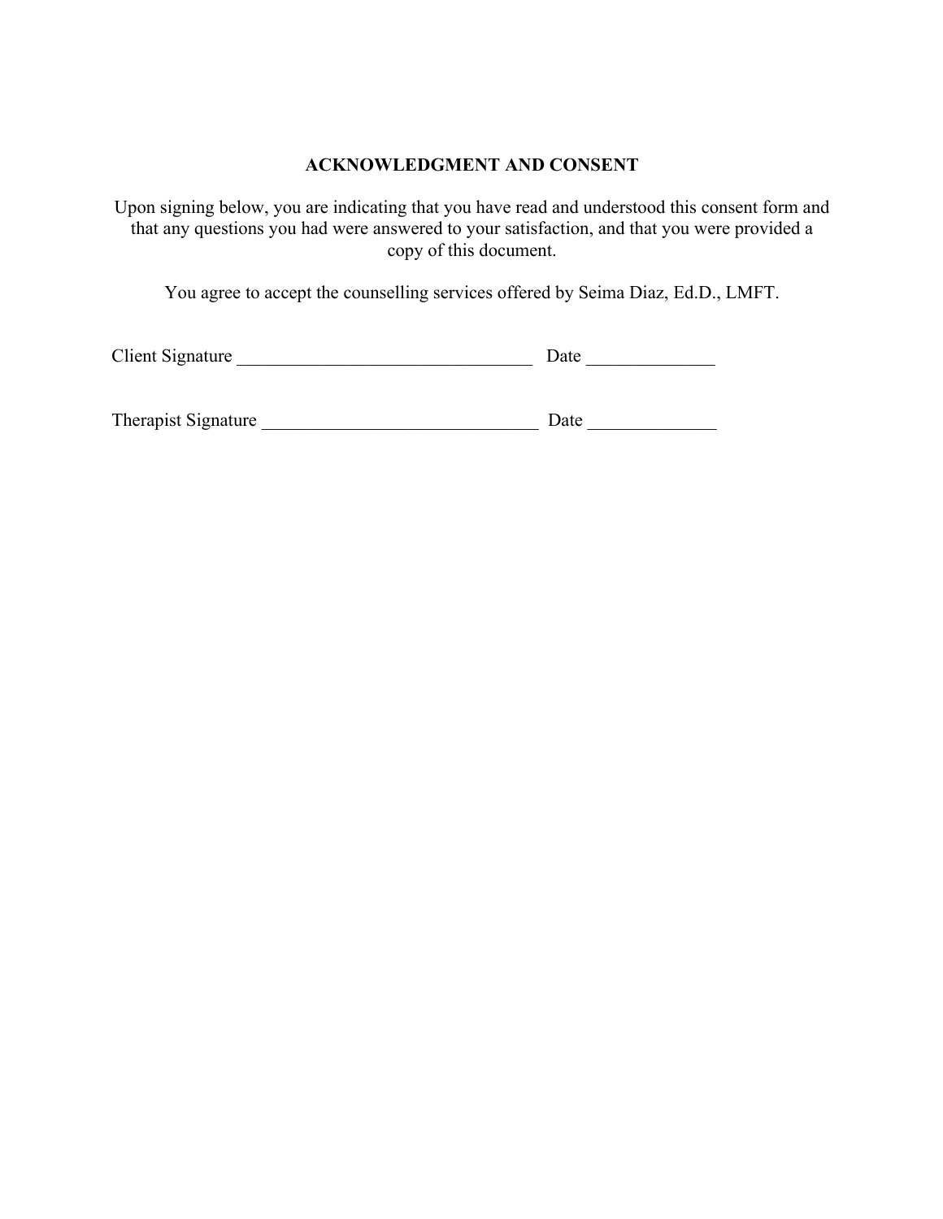## ACKNOWLEDGMENT AND CONSENT

Upon signing below, you are indicating that you have read and understood this consent form and that any questions you had were answered to your satisfaction, and that you were provided a copy of this document.

You agree to accept the counselling services offered by Seima Diaz, Ed.D., LMFT.

Client Signature ________________________________ Date ______________

Therapist Signature ______________________________ Date ______________